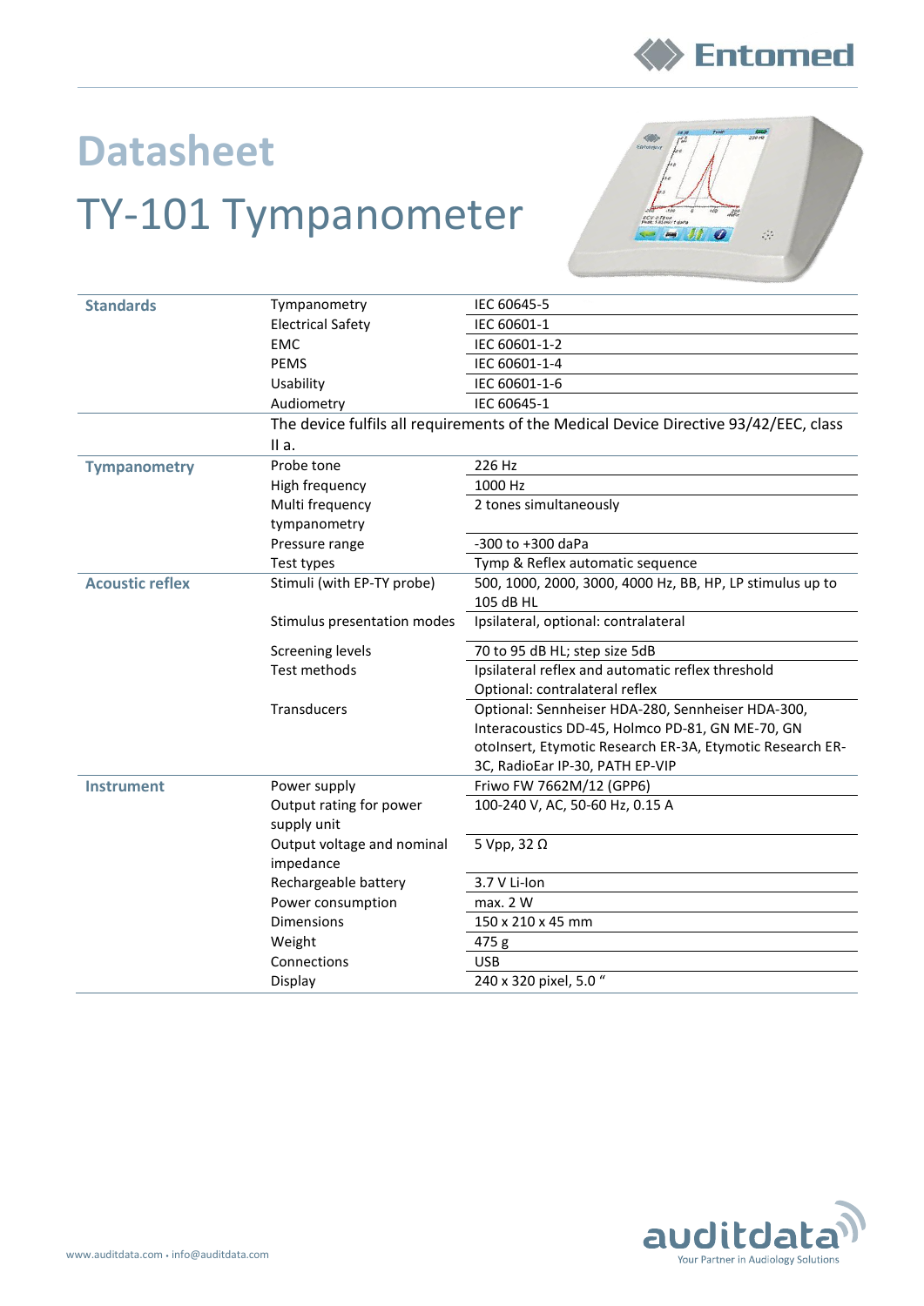# Datasheet

# TY-101 Tympanometer

| | | |
|---|---|---|
| **Standards** | Tympanometry | IEC 60645-5 |
| | Electrical Safety | IEC 60601-1 |
| | EMC | IEC 60601-1-2 |
| | PEMS | IEC 60601-1-4 |
| | Usability | IEC 60601-1-6 |
| | Audiometry | IEC 60645-1 |
| | The device fulfils all requirements of the Medical Device Directive 93/42/EEC, class II a. | |
| **Tympanometry** | Probe tone | 226 Hz |
| | High frequency | 1000 Hz |
| | Multi frequency tympanometry | 2 tones simultaneously |
| | Pressure range | -300 to +300 daPa |
| | Test types | Tymp & Reflex automatic sequence |
| **Acoustic reflex** | Stimuli (with EP-TY probe) | 500, 1000, 2000, 3000, 4000 Hz, BB, HP, LP stimulus up to 105 dB HL |
| | Stimulus presentation modes | Ipsilateral, optional: contralateral |
| | Screening levels | 70 to 95 dB HL; step size 5dB |
| | Test methods | Ipsilateral reflex and automatic reflex threshold<br>Optional: contralateral reflex |
| | Transducers | Optional: Sennheiser HDA-280, Sennheiser HDA-300, Interacoustics DD-45, Holmco PD-81, GN ME-70, GN otoInsert, Etymotic Research ER-3A, Etymotic Research ER-3C, RadioEar IP-30, PATH EP-VIP |
| **Instrument** | Power supply | Friwo FW 7662M/12 (GPP6) |
| | Output rating for power supply unit | 100-240 V, AC, 50-60 Hz, 0.15 A |
| | Output voltage and nominal impedance | 5 Vpp, 32 Ω |
| | Rechargeable battery | 3.7 V Li-Ion |
| | Power consumption | max. 2 W |
| | Dimensions | 150 x 210 x 45 mm |
| | Weight | 475 g |
| | Connections | USB |
| | Display | 240 x 320 pixel, 5.0 " |

www.auditdata.com • info@auditdata.com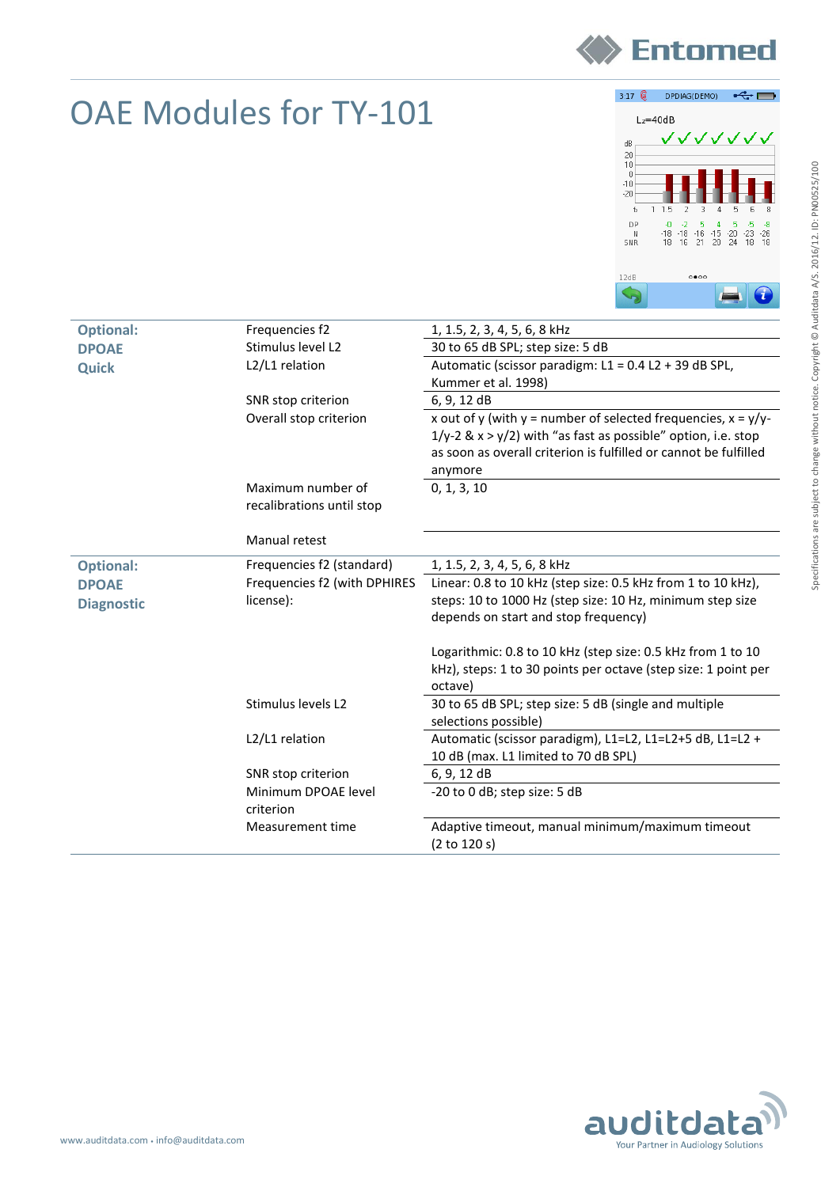# OAE Modules for TY-101

L₂=40dB

dB
20
10
0
-10
-20

f₂ 1 1.5 2 3 4 5 6 8

DP -0 -2 5 4 5 -5 -8
N -18 -18 -16 -15 -20 -23 -26
SNR 18 16 21 20 24 18 18

| | | |
|---|---|---|
| **Optional: DPOAE Quick** | Frequencies f2 | 1, 1.5, 2, 3, 4, 5, 6, 8 kHz |
| | Stimulus level L2 | 30 to 65 dB SPL; step size: 5 dB |
| | L2/L1 relation | Automatic (scissor paradigm: L1 = 0.4 L2 + 39 dB SPL, Kummer et al. 1998) |
| | SNR stop criterion | 6, 9, 12 dB |
| | Overall stop criterion | x out of y (with y = number of selected frequencies, x = y/y-1/y-2 & x > y/2) with “as fast as possible” option, i.e. stop as soon as overall criterion is fulfilled or cannot be fulfilled anymore |
| | Maximum number of recalibrations until stop | 0, 1, 3, 10 |
| | Manual retest | |
| **Optional: DPOAE Diagnostic** | Frequencies f2 (standard) | 1, 1.5, 2, 3, 4, 5, 6, 8 kHz |
| | Frequencies f2 (with DPHIRES license): | Linear: 0.8 to 10 kHz (step size: 0.5 kHz from 1 to 10 kHz), steps: 10 to 1000 Hz (step size: 10 Hz, minimum step size depends on start and stop frequency)<br><br>Logarithmic: 0.8 to 10 kHz (step size: 0.5 kHz from 1 to 10 kHz), steps: 1 to 30 points per octave (step size: 1 point per octave) |
| | Stimulus levels L2 | 30 to 65 dB SPL; step size: 5 dB (single and multiple selections possible) |
| | L2/L1 relation | Automatic (scissor paradigm), L1=L2, L1=L2+5 dB, L1=L2 + 10 dB (max. L1 limited to 70 dB SPL) |
| | SNR stop criterion | 6, 9, 12 dB |
| | Minimum DPOAE level criterion | -20 to 0 dB; step size: 5 dB |
| | Measurement time | Adaptive timeout, manual minimum/maximum timeout (2 to 120 s) |

Specifications are subject to change without notice. Copyright © Auditdata A/S. 2016/12. ID: PN00525/100

www.auditdata.com • info@auditdata.com